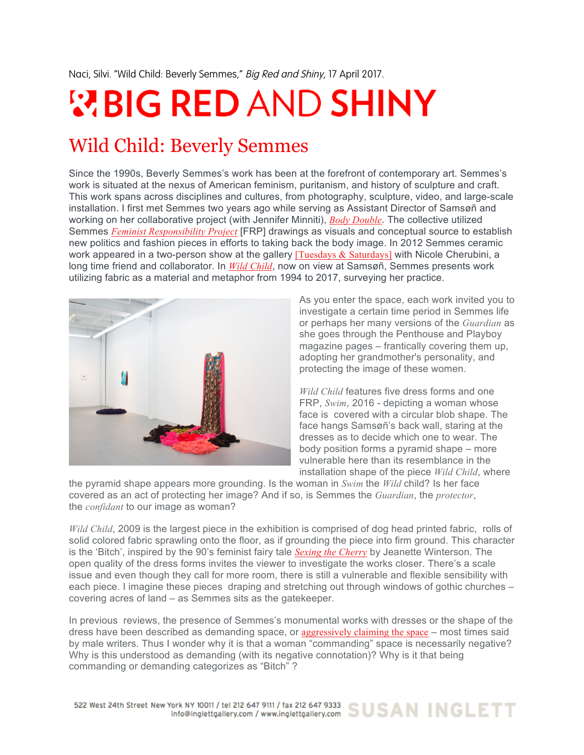Naci, Silvi. "Wild Child: Beverly Semmes," *Big Red and Shiny*, 17 April 2017.

# BIG RED AND SHINY

## Wild Child: Beverly Semmes

Since the 1990s, Beverly Semmes's work has been at the forefront of contemporary art. Semmes's work is situated at the nexus of American feminism, puritanism, and history of sculpture and craft. This work spans across disciplines and cultures, from photography, sculpture, video, and large-scale installation. I first met Semmes two years ago while serving as Assistant Director of Samsøñ and working on her collaborative project (with Jennifer Minniti), *Body Double*. The collective utilized Semmes *Feminist Responsibility Project* [FRP] drawings as visuals and conceptual source to establish new politics and fashion pieces in efforts to taking back the body image. In 2012 Semmes ceramic work appeared in a two-person show at the gallery [Tuesdays & Saturdays] with Nicole Cherubini, a long time friend and collaborator. In *Wild Child*, now on view at Samsøñ, Semmes presents work utilizing fabric as a material and metaphor from 1994 to 2017, surveying her practice.

As you enter the space, each work invited you to investigate a certain time period in Semmes life or perhaps her many versions of the *Guardian* as she goes through the Penthouse and Playboy magazine pages – frantically covering them up, adopting her grandmother's personality, and protecting the image of these women.

*Wild Child* features five dress forms and one FRP, *Swim*, 2016 - depicting a woman whose face is covered with a circular blob shape. The face hangs Samsøñ's back wall, staring at the dresses as to decide which one to wear. The body position forms a pyramid shape – more vulnerable here than its resemblance in the installation shape of the piece *Wild Child*, where the pyramid shape appears more grounding. Is the woman in *Swim* the *Wild* child? Is her face covered as an act of protecting her image? And if so, is Semmes the *Guardian*, the *protector*, the *confidant* to our image as woman?

*Wild Child*, 2009 is the largest piece in the exhibition is comprised of dog head printed fabric, rolls of solid colored fabric sprawling onto the floor, as if grounding the piece into firm ground. This character is the 'Bitch', inspired by the 90's feminist fairy tale *Sexing the Cherry* by Jeanette Winterson. The open quality of the dress forms invites the viewer to investigate the works closer. There's a scale issue and even though they call for more room, there is still a vulnerable and flexible sensibility with each piece. I imagine these pieces draping and stretching out through windows of gothic churches – covering acres of land – as Semmes sits as the gatekeeper.

In previous reviews, the presence of Semmes's monumental works with dresses or the shape of the dress have been described as demanding space, or aggressively claiming the space – most times said by male writers. Thus I wonder why it is that a woman "commanding" space is necessarily negative? Why is this understood as demanding (with its negative connotation)? Why is it that being commanding or demanding categorizes as "Bitch" ?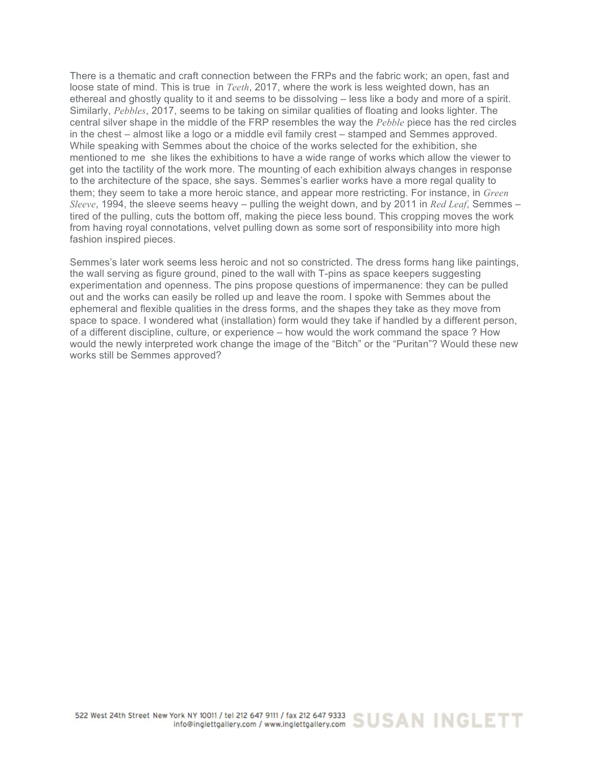There is a thematic and craft connection between the FRPs and the fabric work; an open, fast and loose state of mind. This is true in *Teeth*, 2017, where the work is less weighted down, has an ethereal and ghostly quality to it and seems to be dissolving – less like a body and more of a spirit. Similarly, *Pebbles*, 2017, seems to be taking on similar qualities of floating and looks lighter. The central silver shape in the middle of the FRP resembles the way the *Pebble* piece has the red circles in the chest – almost like a logo or a middle evil family crest – stamped and Semmes approved. While speaking with Semmes about the choice of the works selected for the exhibition, she mentioned to me she likes the exhibitions to have a wide range of works which allow the viewer to get into the tactility of the work more. The mounting of each exhibition always changes in response to the architecture of the space, she says. Semmes's earlier works have a more regal quality to them; they seem to take a more heroic stance, and appear more restricting. For instance, in *Green Sleeve*, 1994, the sleeve seems heavy – pulling the weight down, and by 2011 in *Red Leaf*, Semmes – tired of the pulling, cuts the bottom off, making the piece less bound. This cropping moves the work from having royal connotations, velvet pulling down as some sort of responsibility into more high fashion inspired pieces.

Semmes's later work seems less heroic and not so constricted. The dress forms hang like paintings, the wall serving as figure ground, pined to the wall with T-pins as space keepers suggesting experimentation and openness. The pins propose questions of impermanence: they can be pulled out and the works can easily be rolled up and leave the room. I spoke with Semmes about the ephemeral and flexible qualities in the dress forms, and the shapes they take as they move from space to space. I wondered what (installation) form would they take if handled by a different person, of a different discipline, culture, or experience – how would the work command the space ? How would the newly interpreted work change the image of the "Bitch" or the "Puritan"? Would these new works still be Semmes approved?